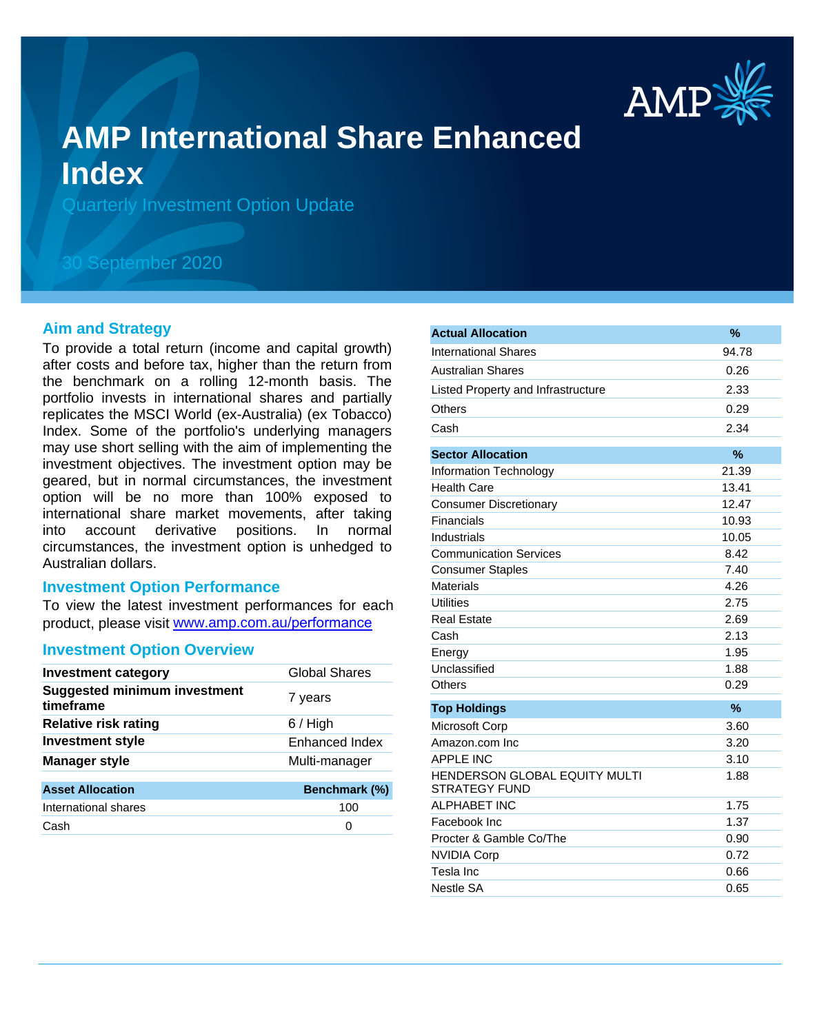# AMP International Share Enhanced Index

Quarterly Investment Option Update

30 September 2020

## Aim and Strategy

To provide a total return (income and capital growth) after costs and before tax, higher than the return from the benchmark on a rolling 12-month basis. The portfolio invests in international shares and partially replicates the MSCI World (ex-Australia) (ex Tobacco) Index. Some of the portfolio's underlying managers may use short selling with the aim of implementing the investment objectives. The investment option may be geared, but in normal circumstances, the investment option will be no more than 100% exposed to international share market movements, after taking into account derivative positions. In normal circumstances, the investment option is unhedged to Australian dollars.

## Investment Option Performance

To view the latest investment performances for each product, please visit [www.amp.com.au/performance](http://www.amp.com.au/performance)

## Investment Option Overview

| | |
|---|---|
| **Investment category** | Global Shares |
| **Suggested minimum investment timeframe** | 7 years |
| **Relative risk rating** | 6 / High |
| **Investment style** | Enhanced Index |
| **Manager style** | Multi-manager |

| Asset Allocation | Benchmark (%) |
|---|---|
| International shares | 100 |
| Cash | 0 |

| Actual Allocation | % |
|---|---|
| International Shares | 94.78 |
| Australian Shares | 0.26 |
| Listed Property and Infrastructure | 2.33 |
| Others | 0.29 |
| Cash | 2.34 |

| Sector Allocation | % |
|---|---|
| Information Technology | 21.39 |
| Health Care | 13.41 |
| Consumer Discretionary | 12.47 |
| Financials | 10.93 |
| Industrials | 10.05 |
| Communication Services | 8.42 |
| Consumer Staples | 7.40 |
| Materials | 4.26 |
| Utilities | 2.75 |
| Real Estate | 2.69 |
| Cash | 2.13 |
| Energy | 1.95 |
| Unclassified | 1.88 |
| Others | 0.29 |

| Top Holdings | % |
|---|---|
| Microsoft Corp | 3.60 |
| Amazon.com Inc | 3.20 |
| APPLE INC | 3.10 |
| HENDERSON GLOBAL EQUITY MULTI STRATEGY FUND | 1.88 |
| ALPHABET INC | 1.75 |
| Facebook Inc | 1.37 |
| Procter & Gamble Co/The | 0.90 |
| NVIDIA Corp | 0.72 |
| Tesla Inc | 0.66 |
| Nestle SA | 0.65 |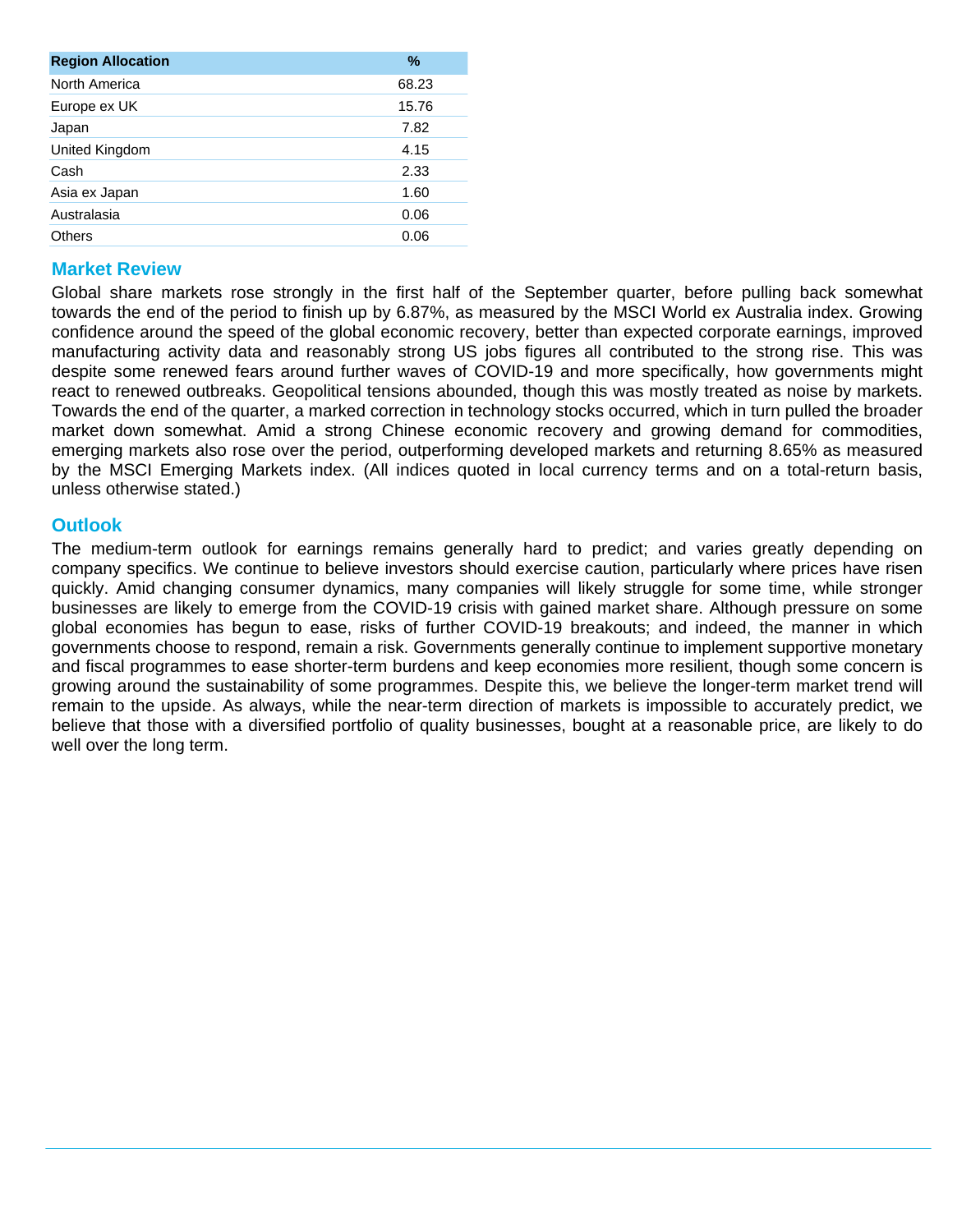| Region Allocation | % |
| --- | --- |
| North America | 68.23 |
| Europe ex UK | 15.76 |
| Japan | 7.82 |
| United Kingdom | 4.15 |
| Cash | 2.33 |
| Asia ex Japan | 1.60 |
| Australasia | 0.06 |
| Others | 0.06 |

## Market Review

Global share markets rose strongly in the first half of the September quarter, before pulling back somewhat towards the end of the period to finish up by 6.87%, as measured by the MSCI World ex Australia index. Growing confidence around the speed of the global economic recovery, better than expected corporate earnings, improved manufacturing activity data and reasonably strong US jobs figures all contributed to the strong rise. This was despite some renewed fears around further waves of COVID-19 and more specifically, how governments might react to renewed outbreaks. Geopolitical tensions abounded, though this was mostly treated as noise by markets. Towards the end of the quarter, a marked correction in technology stocks occurred, which in turn pulled the broader market down somewhat. Amid a strong Chinese economic recovery and growing demand for commodities, emerging markets also rose over the period, outperforming developed markets and returning 8.65% as measured by the MSCI Emerging Markets index. (All indices quoted in local currency terms and on a total-return basis, unless otherwise stated.)

## Outlook

The medium-term outlook for earnings remains generally hard to predict; and varies greatly depending on company specifics. We continue to believe investors should exercise caution, particularly where prices have risen quickly. Amid changing consumer dynamics, many companies will likely struggle for some time, while stronger businesses are likely to emerge from the COVID-19 crisis with gained market share. Although pressure on some global economies has begun to ease, risks of further COVID-19 breakouts; and indeed, the manner in which governments choose to respond, remain a risk. Governments generally continue to implement supportive monetary and fiscal programmes to ease shorter-term burdens and keep economies more resilient, though some concern is growing around the sustainability of some programmes. Despite this, we believe the longer-term market trend will remain to the upside. As always, while the near-term direction of markets is impossible to accurately predict, we believe that those with a diversified portfolio of quality businesses, bought at a reasonable price, are likely to do well over the long term.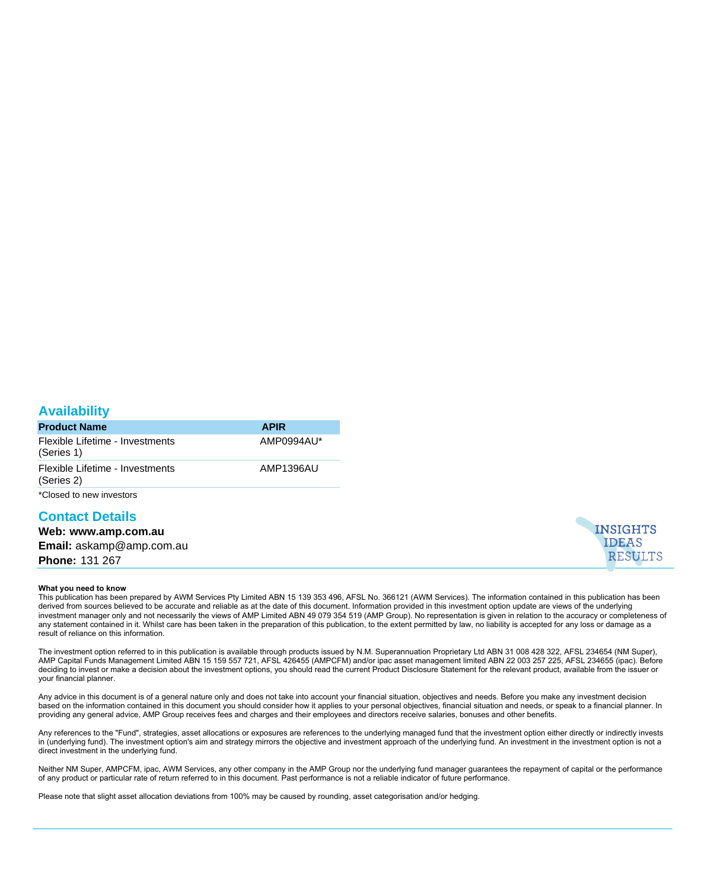## Availability

| Product Name | APIR |
|---|---|
| Flexible Lifetime - Investments (Series 1) | AMP0994AU* |
| Flexible Lifetime - Investments (Series 2) | AMP1396AU |

*Closed to new investors

## Contact Details

**Web: www.amp.com.au**
**Email:** askamp@amp.com.au
**Phone:** 131 267

INSIGHTS
IDEAS
RESULTS

**What you need to know**
This publication has been prepared by AWM Services Pty Limited ABN 15 139 353 496, AFSL No. 366121 (AWM Services). The information contained in this publication has been derived from sources believed to be accurate and reliable as at the date of this document. Information provided in this investment option update are views of the underlying investment manager only and not necessarily the views of AMP Limited ABN 49 079 354 519 (AMP Group). No representation is given in relation to the accuracy or completeness of any statement contained in it. Whilst care has been taken in the preparation of this publication, to the extent permitted by law, no liability is accepted for any loss or damage as a result of reliance on this information.

The investment option referred to in this publication is available through products issued by N.M. Superannuation Proprietary Ltd ABN 31 008 428 322, AFSL 234654 (NM Super), AMP Capital Funds Management Limited ABN 15 159 557 721, AFSL 426455 (AMPCFM) and/or ipac asset management limited ABN 22 003 257 225, AFSL 234655 (ipac). Before deciding to invest or make a decision about the investment options, you should read the current Product Disclosure Statement for the relevant product, available from the issuer or your financial planner.

Any advice in this document is of a general nature only and does not take into account your financial situation, objectives and needs. Before you make any investment decision based on the information contained in this document you should consider how it applies to your personal objectives, financial situation and needs, or speak to a financial planner. In providing any general advice, AMP Group receives fees and charges and their employees and directors receive salaries, bonuses and other benefits.

Any references to the "Fund", strategies, asset allocations or exposures are references to the underlying managed fund that the investment option either directly or indirectly invests in (underlying fund). The investment option's aim and strategy mirrors the objective and investment approach of the underlying fund. An investment in the investment option is not a direct investment in the underlying fund.

Neither NM Super, AMPCFM, ipac, AWM Services, any other company in the AMP Group nor the underlying fund manager guarantees the repayment of capital or the performance of any product or particular rate of return referred to in this document. Past performance is not a reliable indicator of future performance.

Please note that slight asset allocation deviations from 100% may be caused by rounding, asset categorisation and/or hedging.